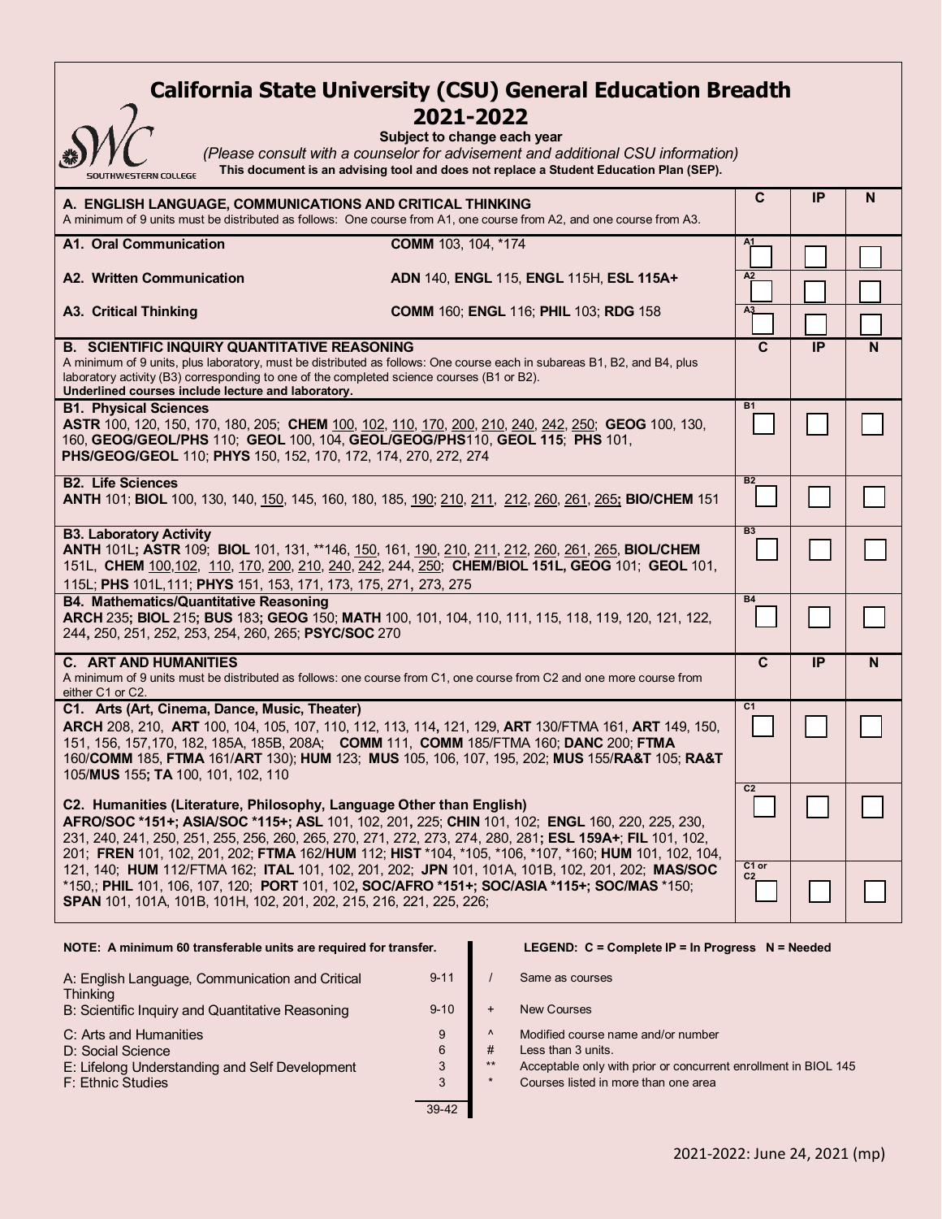# California State University (CSU) General Education Breadth 2021-2022

**Subject to change each year**

*(Please consult with a counselor for advisement and additional CSU information)*

**This document is an advising tool and does not replace a Student Education Plan (SEP).**

| **A. ENGLISH LANGUAGE, COMMUNICATIONS AND CRITICAL THINKING** A minimum of 9 units must be distributed as follows: One course from A1, one course from A2, and one course from A3. | | **C** | **IP** | **N** |
|---|---|---|---|---|
| **A1. Oral Communication** | **COMM** 103, 104, *174 | A1 | | |
| **A2. Written Communication** | **ADN** 140, **ENGL** 115, **ENGL** 115H, **ESL 115A+** | A2 | | |
| **A3. Critical Thinking** | **COMM** 160; **ENGL** 116; **PHIL** 103; **RDG** 158 | A3 | | |

| **B. SCIENTIFIC INQUIRY QUANTITATIVE REASONING** A minimum of 9 units, plus laboratory, must be distributed as follows: One course each in subareas B1, B2, and B4, plus laboratory activity (B3) corresponding to one of the completed science courses (B1 or B2). **Underlined courses include lecture and laboratory.** | **C** | **IP** | **N** |
|---|---|---|---|
| **B1. Physical Sciences** **ASTR** 100, 120, 150, 170, 180, 205; **CHEM** 100, 102, 110, 170, 200, 210, 240, 242, 250; **GEOG** 100, 130, 160, **GEOG/GEOL/PHS** 110; **GEOL** 100, 104, **GEOL/GEOG/PHS**110, **GEOL 115**; **PHS** 101, **PHS/GEOG/GEOL** 110; **PHYS** 150, 152, 170, 172, 174, 270, 272, 274 | B1 | | |
| **B2. Life Sciences** **ANTH** 101; **BIOL** 100, 130, 140, 150, 145, 160, 180, 185, 190; 210, 211, 212, 260, 261, 265; **BIO/CHEM** 151 | B2 | | |
| **B3. Laboratory Activity** **ANTH** 101L; **ASTR** 109; **BIOL** 101, 131, **146, 150, 161, 190, 210, 211, 212, 260, 261, 265, **BIOL/CHEM** 151L, **CHEM** 100,102, 110, 170, 200, 210, 240, 242, 244, 250; **CHEM/BIOL 151L, GEOG** 101; **GEOL** 101, 115L; **PHS** 101L,111; **PHYS** 151, 153, 171, 173, 175, 271, 273, 275 | B3 | | |
| **B4. Mathematics/Quantitative Reasoning** **ARCH** 235; **BIOL** 215; **BUS** 183; **GEOG** 150; **MATH** 100, 101, 104, 110, 111, 115, 118, 119, 120, 121, 122, 244, 250, 251, 252, 253, 254, 260, 265; **PSYC/SOC** 270 | B4 | | |

| **C. ART AND HUMANITIES** A minimum of 9 units must be distributed as follows: one course from C1, one course from C2 and one more course from either C1 or C2. | **C** | **IP** | **N** |
|---|---|---|---|
| **C1. Arts (Art, Cinema, Dance, Music, Theater)** **ARCH** 208, 210, **ART** 100, 104, 105, 107, 110, 112, 113, 114, 121, 129, **ART** 130/FTMA 161, **ART** 149, 150, 151, 156, 157,170, 182, 185A, 185B, 208A; **COMM** 111, **COMM** 185/FTMA 160; **DANC** 200; **FTMA** 160/**COMM** 185, **FTMA** 161/**ART** 130); **HUM** 123; **MUS** 105, 106, 107, 195, 202; **MUS** 155/**RA&T** 105; **RA&T** 105/**MUS** 155; **TA** 100, 101, 102, 110 | C1 | | |
| **C2. Humanities (Literature, Philosophy, Language Other than English)** **AFRO/SOC *151+; ASIA/SOC *115+; ASL** 101, 102, 201, 225; **CHIN** 101, 102; **ENGL** 160, 220, 225, 230, 231, 240, 241, 250, 251, 255, 256, 260, 265, 270, 271, 272, 273, 274, 280, 281; **ESL 159A+**; **FIL** 101, 102, 201; **FREN** 101, 102, 201, 202; **FTMA** 162/**HUM** 112; **HIST** *104, *105, *106, *107, *160; **HUM** 101, 102, 104, 121, 140; **HUM** 112/FTMA 162; **ITAL** 101, 102, 201, 202; **JPN** 101, 101A, 101B, 102, 201, 202; **MAS/SOC** *150,; **PHIL** 101, 106, 107, 120; **PORT** 101, 102, **SOC/AFRO *151+; SOC/ASIA *115+; SOC/MAS** *150; **SPAN** 101, 101A, 101B, 101H, 102, 201, 202, 215, 216, 221, 225, 226; | C2 | | |
| | C1 or C2 | | |

**NOTE: A minimum 60 transferable units are required for transfer.**

| Area | Units |
|---|---|
| A: English Language, Communication and Critical Thinking | 9-11 |
| B: Scientific Inquiry and Quantitative Reasoning | 9-10 |
| C: Arts and Humanities | 9 |
| D: Social Science | 6 |
| E: Lifelong Understanding and Self Development | 3 |
| F: Ethnic Studies | 3 |
| | 39-42 |

**LEGEND: C = Complete IP = In Progress N = Needed**

| Symbol | Meaning |
|---|---|
| / | Same as courses |
| + | New Courses |
| ^ | Modified course name and/or number |
| # | Less than 3 units. |
| ** | Acceptable only with prior or concurrent enrollment in BIOL 145 |
| * | Courses listed in more than one area |

2021-2022: June 24, 2021 (mp)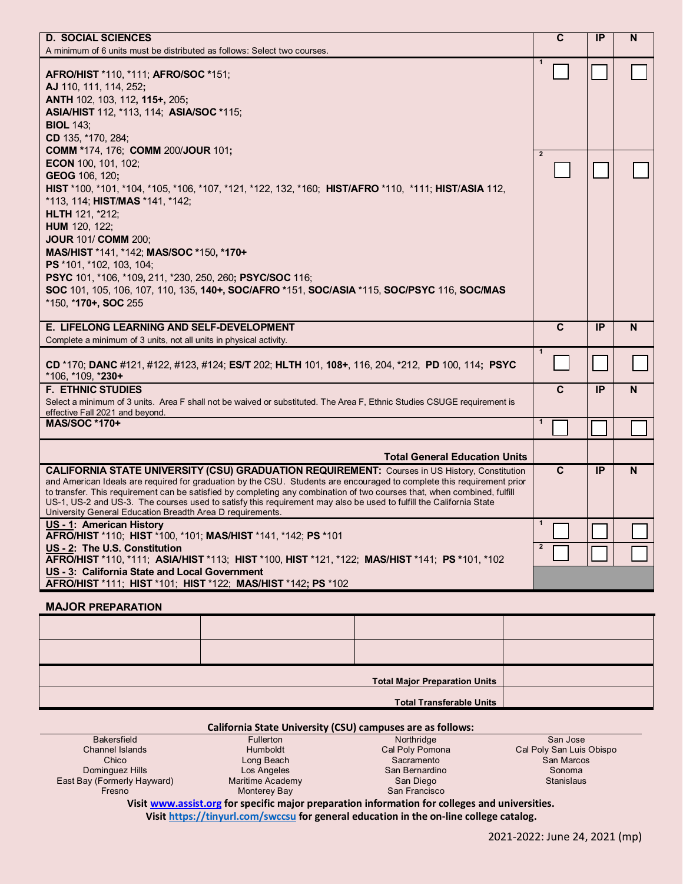| D. SOCIAL SCIENCES<br>A minimum of 6 units must be distributed as follows: Select two courses. | C | IP | N |
|---|---|---|---|
| **AFRO/HIST** *110, *111; **AFRO/SOC** *151;<br>**AJ** 110, 111, 114, 252;<br>**ANTH** 102, 103, 112, **115+**, 205;<br>**ASIA/HIST** 112, *113, 114; **ASIA/SOC** *115;<br>**BIOL** 143;<br>**CD** 135, *170, 284;<br>**COMM** *174, 176; **COMM** 200/**JOUR** 101;<br>**ECON** 100, 101, 102;<br>**GEOG** 106, 120;<br>**HIST** *100, *101, *104, *105, *106, *107, *121, *122, 132, *160; **HIST/AFRO** *110, *111; **HIST/ASIA** 112, *113, 114; **HIST/MAS** *141, *142;<br>**HLTH** 121, *212;<br>**HUM** 120, 122;<br>**JOUR** 101/ **COMM** 200;<br>**MAS/HIST** *141, *142; **MAS/SOC** *150, ***170+**<br>**PS** *101, *102, 103, 104;<br>**PSYC** 101, *106, *109, 211, *230, 250, 260; **PSYC/SOC** 116;<br>**SOC** 101, 105, 106, 107, 110, 135, **140+**, **SOC/AFRO** *151, **SOC/ASIA** *115, **SOC/PSYC** 116, **SOC/MAS** *150, ***170+**, **SOC** 255 | 1 ☐<br>2 ☐ | ☐<br>☐ | ☐<br>☐ |
| **E. LIFELONG LEARNING AND SELF-DEVELOPMENT**<br>Complete a minimum of 3 units, not all units in physical activity. | **C** | **IP** | **N** |
| **CD** *170; **DANC** #121, #122, #123, #124; **ES/T** 202; **HLTH** 101, **108+**, 116, 204, *212, **PD** 100, 114; **PSYC** *106, *109, ***230+** | 1 ☐ | ☐ | ☐ |
| **F. ETHNIC STUDIES**<br>Select a minimum of 3 units. Area F shall not be waived or substituted. The Area F, Ethnic Studies CSUGE requirement is effective Fall 2021 and beyond. | **C** | **IP** | **N** |
| **MAS/SOC *170+** | 1 ☐ | ☐ | ☐ |
| **Total General Education Units** | | | |
| **CALIFORNIA STATE UNIVERSITY (CSU) GRADUATION REQUIREMENT:** Courses in US History, Constitution and American Ideals are required for graduation by the CSU. Students are encouraged to complete this requirement prior to transfer. This requirement can be satisfied by completing any combination of two courses that, when combined, fulfill US-1, US-2 and US-3. The courses used to satisfy this requirement may also be used to fulfill the California State University General Education Breadth Area D requirements. | **C** | **IP** | **N** |
| **US - 1: American History**<br>**AFRO/HIST** *110; **HIST** *100, *101; **MAS/HIST** *141, *142; **PS** *101 | 1 ☐ | ☐ | ☐ |
| **US - 2: The U.S. Constitution**<br>**AFRO/HIST** *110, *111; **ASIA/HIST** *113; **HIST** *100, **HIST** *121, *122; **MAS/HIST** *141; **PS** *101, *102 | 2 ☐ | ☐ | ☐ |
| **US - 3: California State and Local Government**<br>**AFRO/HIST** *111; **HIST** *101; **HIST** *122; **MAS/HIST** *142; **PS** *102 | | | |

**MAJOR PREPARATION**

| | | | |
|---|---|---|---|
| | | | |
| | | | |
| | | **Total Major Preparation Units** | |
| | | **Total Transferable Units** | |

**California State University (CSU) campuses are as follows:**

| | | | |
|---|---|---|---|
| Bakersfield | Fullerton | Northridge | San Jose |
| Channel Islands | Humboldt | Cal Poly Pomona | Cal Poly San Luis Obispo |
| Chico | Long Beach | Sacramento | San Marcos |
| Dominguez Hills | Los Angeles | San Bernardino | Sonoma |
| East Bay (Formerly Hayward) | Maritime Academy | San Diego | Stanislaus |
| Fresno | Monterey Bay | San Francisco | |

**Visit www.assist.org for specific major preparation information for colleges and universities.**
**Visit https://tinyurl.com/swccsu for general education in the on-line college catalog.**

2021-2022: June 24, 2021 (mp)